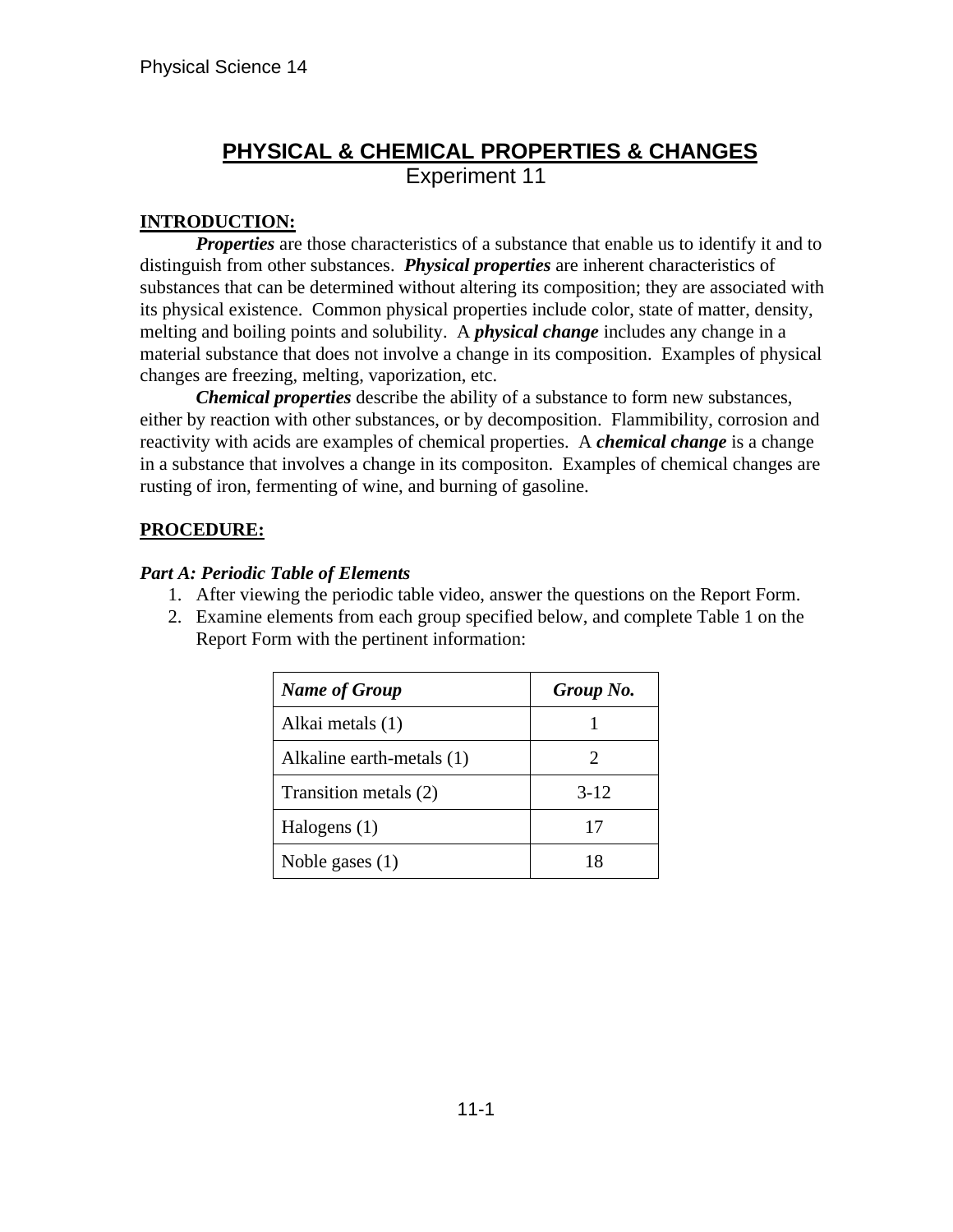# PHYSICAL & CHEMICAL PROPERTIES & CHANGES

Experiment 11

## INTRODUCTION:

***Properties*** are those characteristics of a substance that enable us to identify it and to distinguish from other substances. ***Physical properties*** are inherent characteristics of substances that can be determined without altering its composition; they are associated with its physical existence. Common physical properties include color, state of matter, density, melting and boiling points and solubility. A ***physical change*** includes any change in a material substance that does not involve a change in its composition. Examples of physical changes are freezing, melting, vaporization, etc.

***Chemical properties*** describe the ability of a substance to form new substances, either by reaction with other substances, or by decomposition. Flammability, corrosion and reactivity with acids are examples of chemical properties. A ***chemical change*** is a change in a substance that involves a change in its compositon. Examples of chemical changes are rusting of iron, fermenting of wine, and burning of gasoline.

## PROCEDURE:

### *Part A: Periodic Table of Elements*

1. After viewing the periodic table video, answer the questions on the Report Form.
2. Examine elements from each group specified below, and complete Table 1 on the Report Form with the pertinent information:

| *Name of Group* | *Group No.* |
|---|---|
| Alkai metals (1) | 1 |
| Alkaline earth-metals (1) | 2 |
| Transition metals (2) | 3-12 |
| Halogens (1) | 17 |
| Noble gases (1) | 18 |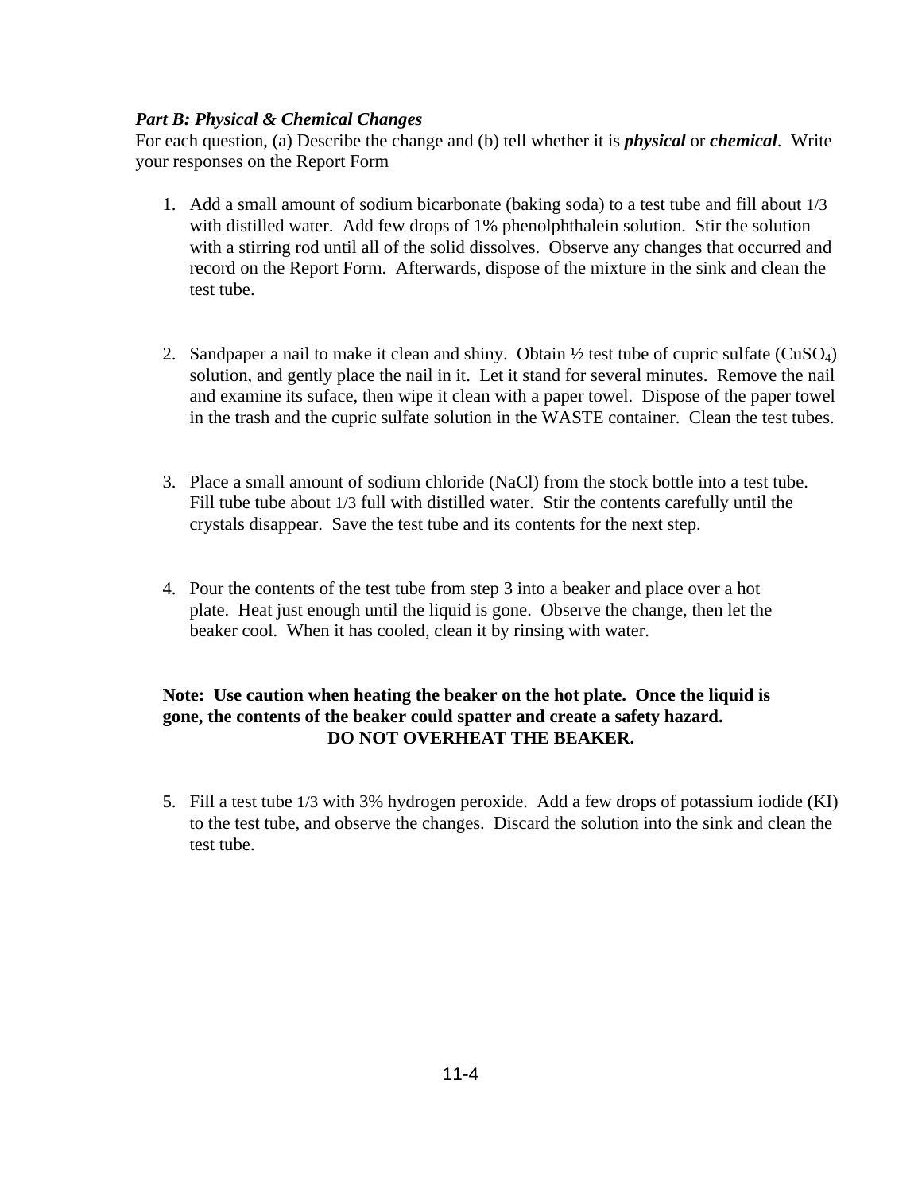***Part B: Physical & Chemical Changes***

For each question, (a) Describe the change and (b) tell whether it is ***physical*** or ***chemical***. Write your responses on the Report Form

1. Add a small amount of sodium bicarbonate (baking soda) to a test tube and fill about 1/3 with distilled water. Add few drops of 1% phenolphthalein solution. Stir the solution with a stirring rod until all of the solid dissolves. Observe any changes that occurred and record on the Report Form. Afterwards, dispose of the mixture in the sink and clean the test tube.

2. Sandpaper a nail to make it clean and shiny. Obtain ½ test tube of cupric sulfate ($CuSO_4$) solution, and gently place the nail in it. Let it stand for several minutes. Remove the nail and examine its suface, then wipe it clean with a paper towel. Dispose of the paper towel in the trash and the cupric sulfate solution in the WASTE container. Clean the test tubes.

3. Place a small amount of sodium chloride (NaCl) from the stock bottle into a test tube. Fill tube tube about 1/3 full with distilled water. Stir the contents carefully until the crystals disappear. Save the test tube and its contents for the next step.

4. Pour the contents of the test tube from step 3 into a beaker and place over a hot plate. Heat just enough until the liquid is gone. Observe the change, then let the beaker cool. When it has cooled, clean it by rinsing with water.

**Note: Use caution when heating the beaker on the hot plate. Once the liquid is gone, the contents of the beaker could spatter and create a safety hazard.**
**DO NOT OVERHEAT THE BEAKER.**

5. Fill a test tube 1/3 with 3% hydrogen peroxide. Add a few drops of potassium iodide (KI) to the test tube, and observe the changes. Discard the solution into the sink and clean the test tube.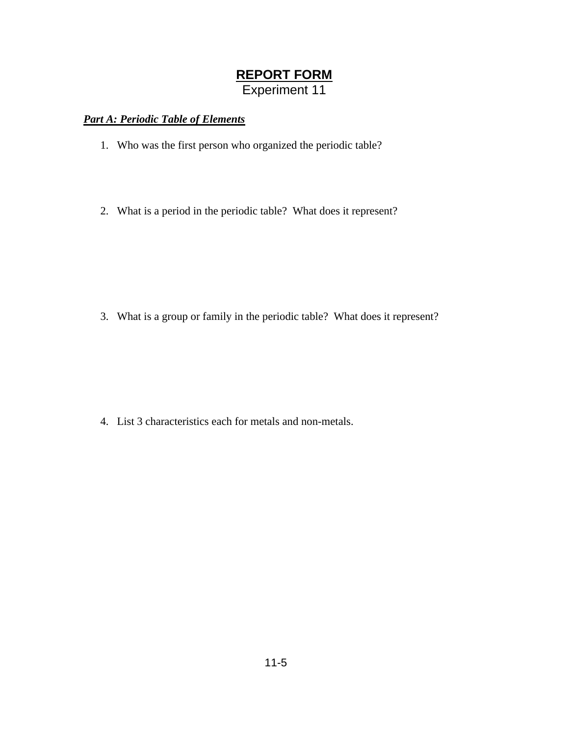# REPORT FORM

Experiment 11

***Part A: Periodic Table of Elements***

1. Who was the first person who organized the periodic table?

2. What is a period in the periodic table? What does it represent?

3. What is a group or family in the periodic table? What does it represent?

4. List 3 characteristics each for metals and non-metals.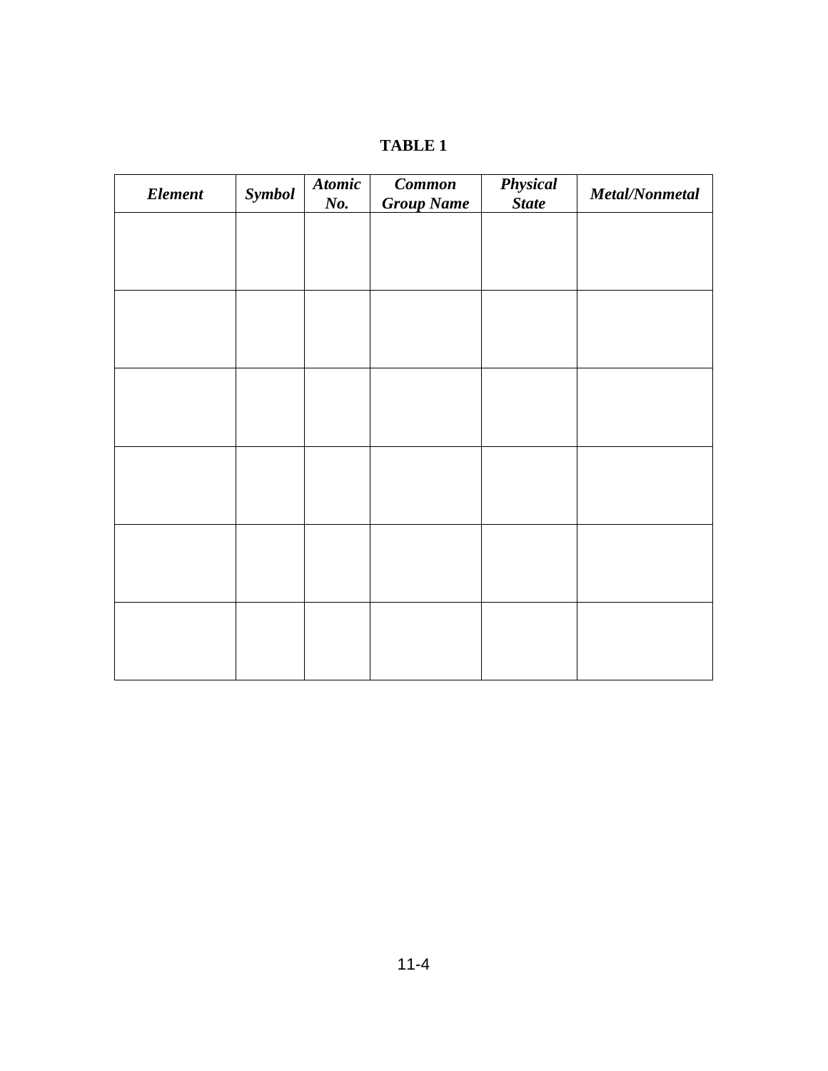**TABLE 1**

| *Element* | *Symbol* | *Atomic No.* | *Common Group Name* | *Physical State* | *Metal/Nonmetal* |
|---|---|---|---|---|---|
| | | | | | |
| | | | | | |
| | | | | | |
| | | | | | |
| | | | | | |
| | | | | | |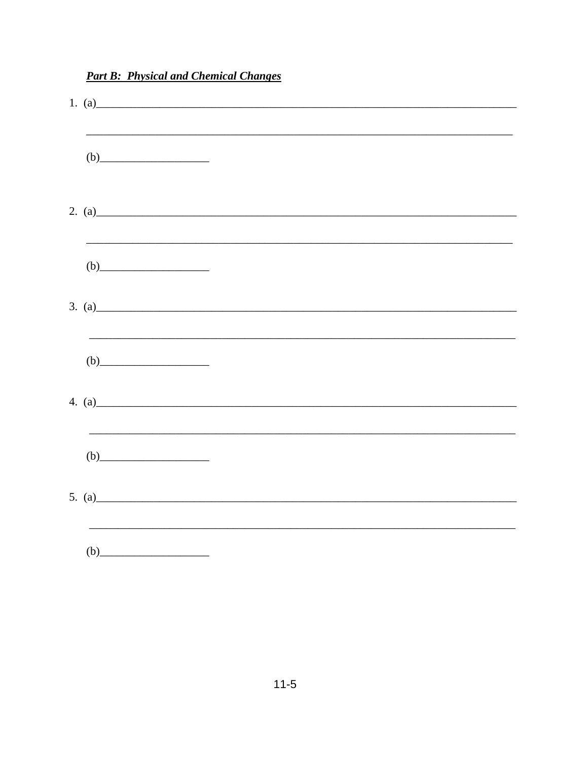***Part B: Physical and Chemical Changes***

1. (a)________________________________________________________________________________

   ________________________________________________________________________________

   (b)____________________

2. (a)________________________________________________________________________________

   ________________________________________________________________________________

   (b)____________________

3. (a)________________________________________________________________________________

   ________________________________________________________________________________

   (b)____________________

4. (a)________________________________________________________________________________

   ________________________________________________________________________________

   (b)____________________

5. (a)________________________________________________________________________________

   ________________________________________________________________________________

   (b)____________________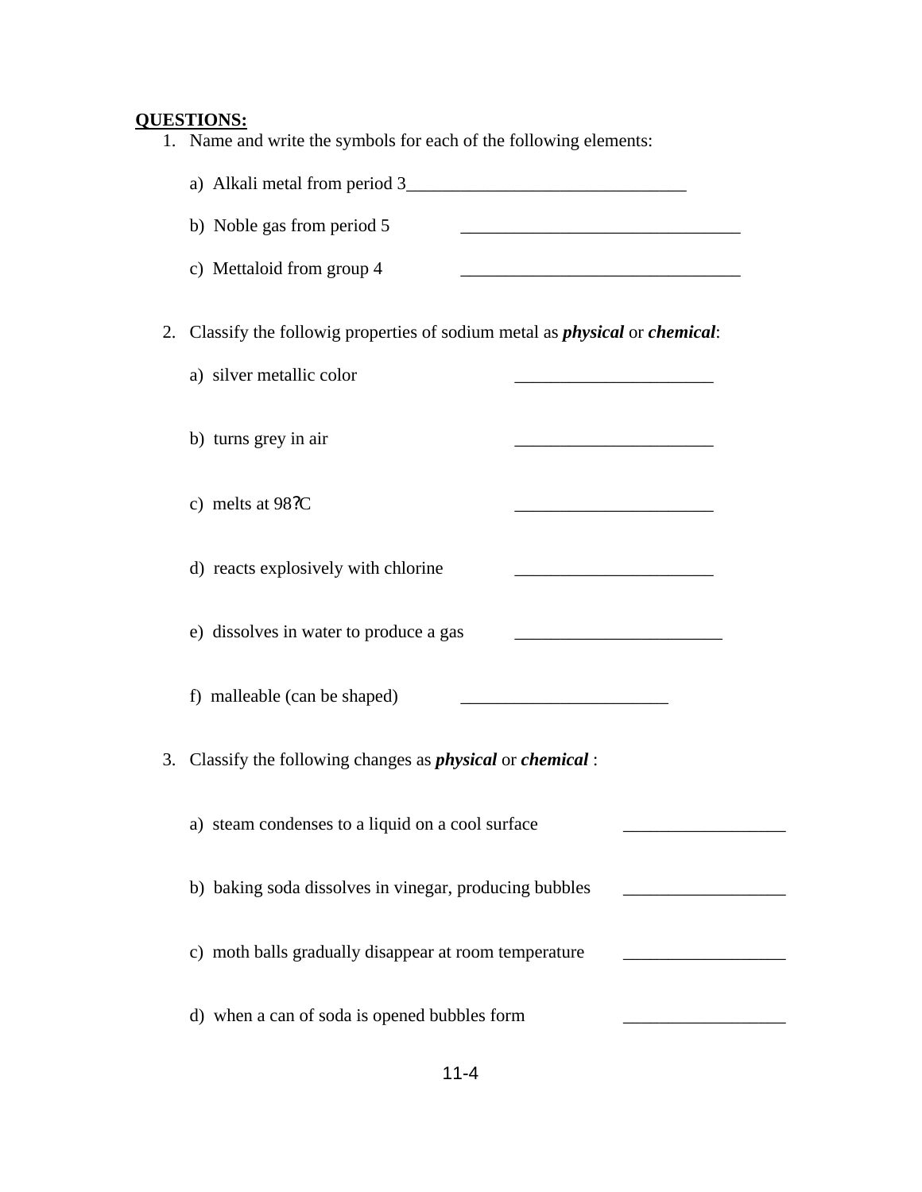**QUESTIONS:**

1. Name and write the symbols for each of the following elements:

   a) Alkali metal from period 3_______________________________

   b) Noble gas from period 5 _______________________________

   c) Mettaloid from group 4 _______________________________

2. Classify the followig properties of sodium metal as ***physical*** or ***chemical***:

   a) silver metallic color ______________________

   b) turns grey in air ______________________

   c) melts at 98?C ______________________

   d) reacts explosively with chlorine ______________________

   e) dissolves in water to produce a gas _______________________

   f) malleable (can be shaped) _______________________

3. Classify the following changes as ***physical*** or ***chemical*** :

   a) steam condenses to a liquid on a cool surface __________________

   b) baking soda dissolves in vinegar, producing bubbles __________________

   c) moth balls gradually disappear at room temperature __________________

   d) when a can of soda is opened bubbles form __________________